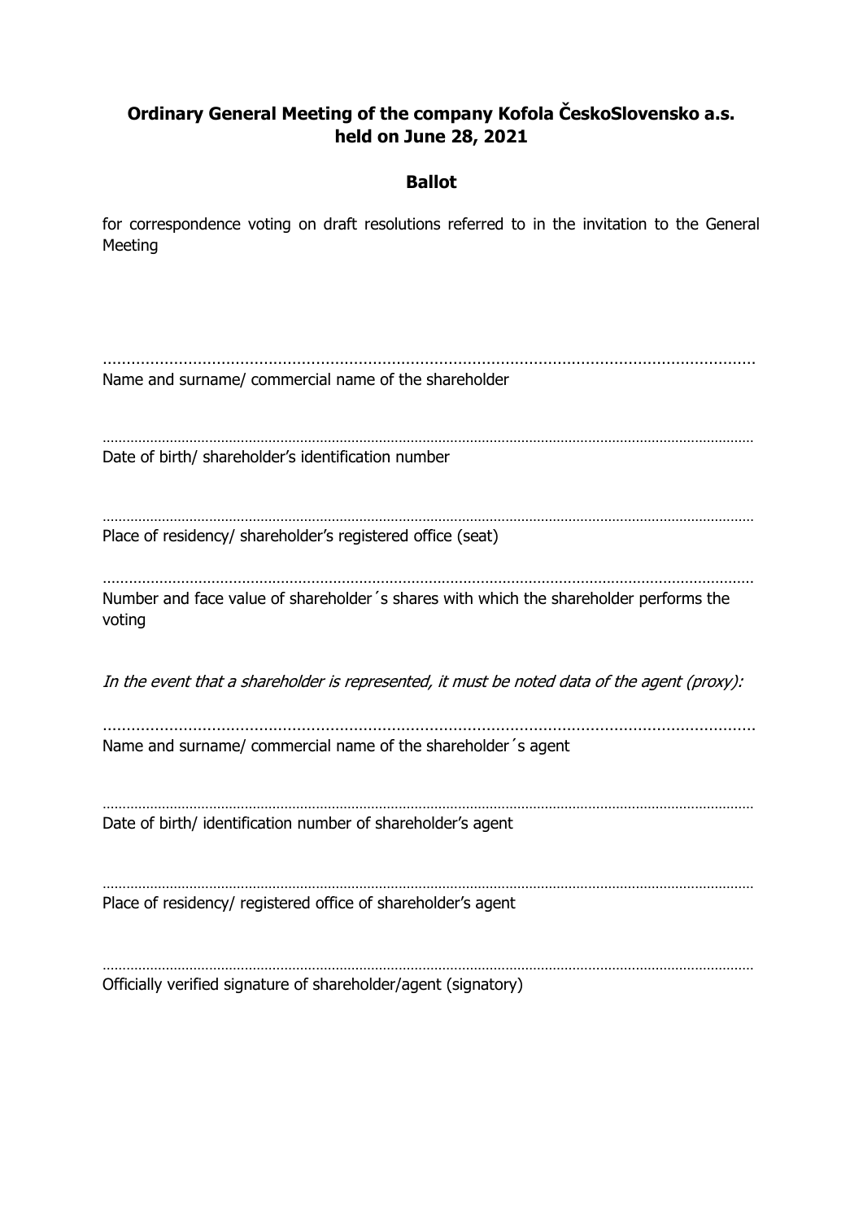**Ordinary General Meeting of the company Kofola ČeskoSlovensko a.s. held on June 28, 2021**

**Ballot**

for correspondence voting on draft resolutions referred to in the invitation to the General Meeting

...................................................................................................................................

Name and surname/ commercial name of the shareholder

...................................................................................................................................

Date of birth/ shareholder's identification number

...................................................................................................................................

Place of residency/ shareholder's registered office (seat)

...................................................................................................................................

Number and face value of shareholder´s shares with which the shareholder performs the voting

*In the event that a shareholder is represented, it must be noted data of the agent (proxy):*

...................................................................................................................................

Name and surname/ commercial name of the shareholder´s agent

...................................................................................................................................

Date of birth/ identification number of shareholder's agent

...................................................................................................................................

Place of residency/ registered office of shareholder's agent

...................................................................................................................................

Officially verified signature of shareholder/agent (signatory)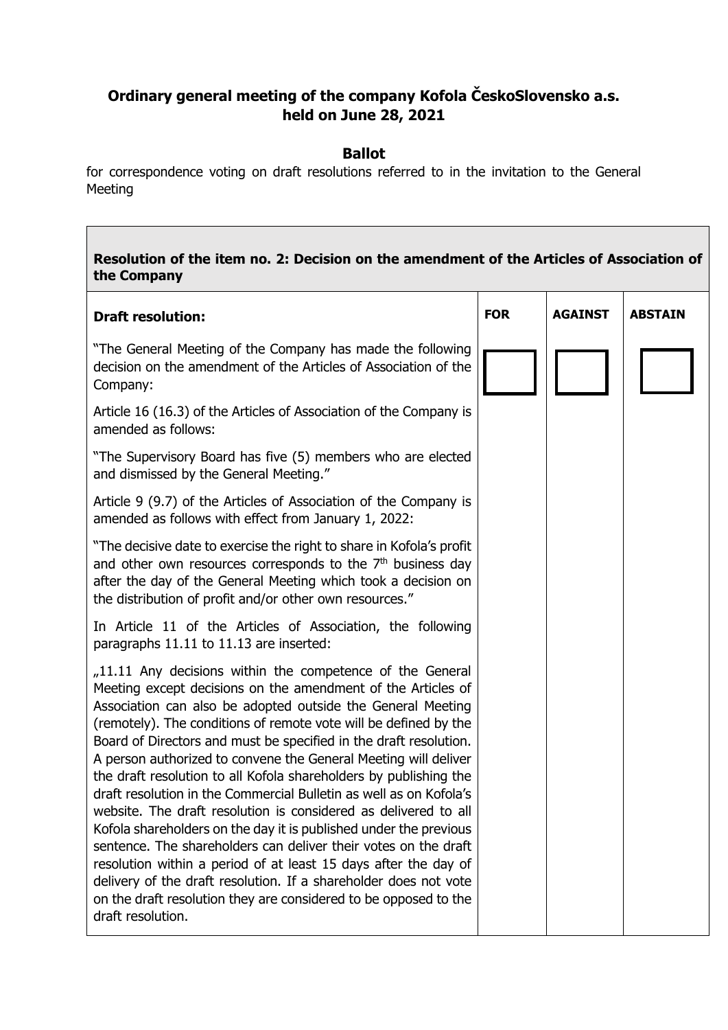# Ordinary general meeting of the company Kofola ČeskoSlovensko a.s. held on June 28, 2021

## Ballot

for correspondence voting on draft resolutions referred to in the invitation to the General Meeting

| **Resolution of the item no. 2: Decision on the amendment of the Articles of Association of the Company** | | | |
|---|---|---|---|
| **Draft resolution:** | **FOR** | **AGAINST** | **ABSTAIN** |
| "The General Meeting of the Company has made the following decision on the amendment of the Articles of Association of the Company:<br><br>Article 16 (16.3) of the Articles of Association of the Company is amended as follows:<br><br>"The Supervisory Board has five (5) members who are elected and dismissed by the General Meeting."<br><br>Article 9 (9.7) of the Articles of Association of the Company is amended as follows with effect from January 1, 2022:<br><br>"The decisive date to exercise the right to share in Kofola's profit and other own resources corresponds to the 7th business day after the day of the General Meeting which took a decision on the distribution of profit and/or other own resources."<br><br>In Article 11 of the Articles of Association, the following paragraphs 11.11 to 11.13 are inserted:<br><br>„11.11 Any decisions within the competence of the General Meeting except decisions on the amendment of the Articles of Association can also be adopted outside the General Meeting (remotely). The conditions of remote vote will be defined by the Board of Directors and must be specified in the draft resolution. A person authorized to convene the General Meeting will deliver the draft resolution to all Kofola shareholders by publishing the draft resolution in the Commercial Bulletin as well as on Kofola's website. The draft resolution is considered as delivered to all Kofola shareholders on the day it is published under the previous sentence. The shareholders can deliver their votes on the draft resolution within a period of at least 15 days after the day of delivery of the draft resolution. If a shareholder does not vote on the draft resolution they are considered to be opposed to the draft resolution. | ☐ | ☐ | ☐ |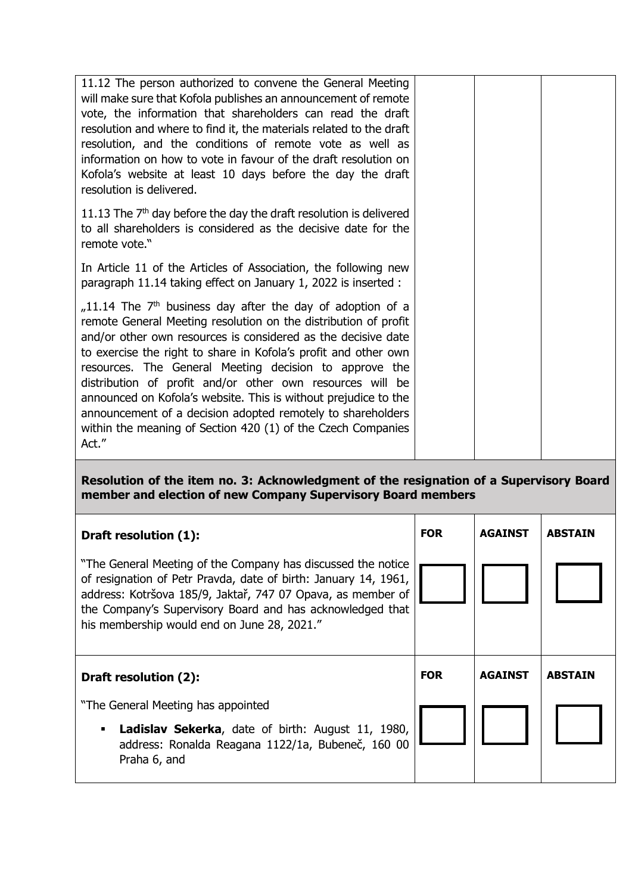| | | | |
|---|---|---|---|
| 11.12 The person authorized to convene the General Meeting will make sure that Kofola publishes an announcement of remote vote, the information that shareholders can read the draft resolution and where to find it, the materials related to the draft resolution, and the conditions of remote vote as well as information on how to vote in favour of the draft resolution on Kofola's website at least 10 days before the day the draft resolution is delivered.<br><br>11.13 The 7th day before the day the draft resolution is delivered to all shareholders is considered as the decisive date for the remote vote."<br><br>In Article 11 of the Articles of Association, the following new paragraph 11.14 taking effect on January 1, 2022 is inserted :<br><br>„11.14 The 7th business day after the day of adoption of a remote General Meeting resolution on the distribution of profit and/or other own resources is considered as the decisive date to exercise the right to share in Kofola's profit and other own resources. The General Meeting decision to approve the distribution of profit and/or other own resources will be announced on Kofola's website. This is without prejudice to the announcement of a decision adopted remotely to shareholders within the meaning of Section 420 (1) of the Czech Companies Act." | | | |

**Resolution of the item no. 3: Acknowledgment of the resignation of a Supervisory Board member and election of new Company Supervisory Board members**

| **Draft resolution (1):** | **FOR** | **AGAINST** | **ABSTAIN** |
|---|---|---|---|
| "The General Meeting of the Company has discussed the notice of resignation of Petr Pravda, date of birth: January 14, 1961, address: Kotršova 185/9, Jaktař, 747 07 Opava, as member of the Company's Supervisory Board and has acknowledged that his membership would end on June 28, 2021." | ☐ | ☐ | ☐ |

| **Draft resolution (2):** | **FOR** | **AGAINST** | **ABSTAIN** |
|---|---|---|---|
| "The General Meeting has appointed<br><br>▪ **Ladislav Sekerka**, date of birth: August 11, 1980, address: Ronalda Reagana 1122/1a, Bubeneč, 160 00 Praha 6, and | ☐ | ☐ | ☐ |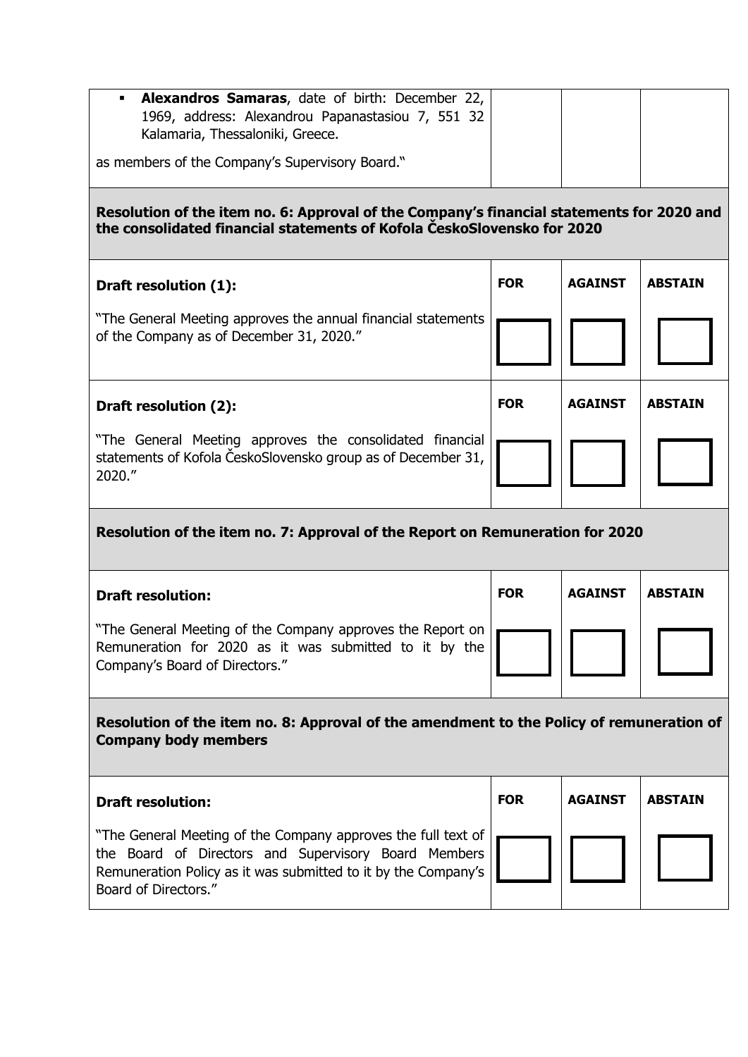| | | | |
|---|---|---|---|
| ▪ **Alexandros Samaras**, date of birth: December 22, 1969, address: Alexandrou Papanastasiou 7, 551 32 Kalamaria, Thessaloniki, Greece.<br><br>as members of the Company's Supervisory Board." | | | |

**Resolution of the item no. 6: Approval of the Company's financial statements for 2020 and the consolidated financial statements of Kofola ČeskoSlovensko for 2020**

| Draft resolution (1): | FOR | AGAINST | ABSTAIN |
|---|---|---|---|
| "The General Meeting approves the annual financial statements of the Company as of December 31, 2020." | ☐ | ☐ | ☐ |

| Draft resolution (2): | FOR | AGAINST | ABSTAIN |
|---|---|---|---|
| "The General Meeting approves the consolidated financial statements of Kofola ČeskoSlovensko group as of December 31, 2020." | ☐ | ☐ | ☐ |

**Resolution of the item no. 7: Approval of the Report on Remuneration for 2020**

| Draft resolution: | FOR | AGAINST | ABSTAIN |
|---|---|---|---|
| "The General Meeting of the Company approves the Report on Remuneration for 2020 as it was submitted to it by the Company's Board of Directors." | ☐ | ☐ | ☐ |

**Resolution of the item no. 8: Approval of the amendment to the Policy of remuneration of Company body members**

| Draft resolution: | FOR | AGAINST | ABSTAIN |
|---|---|---|---|
| "The General Meeting of the Company approves the full text of the Board of Directors and Supervisory Board Members Remuneration Policy as it was submitted to it by the Company's Board of Directors." | ☐ | ☐ | ☐ |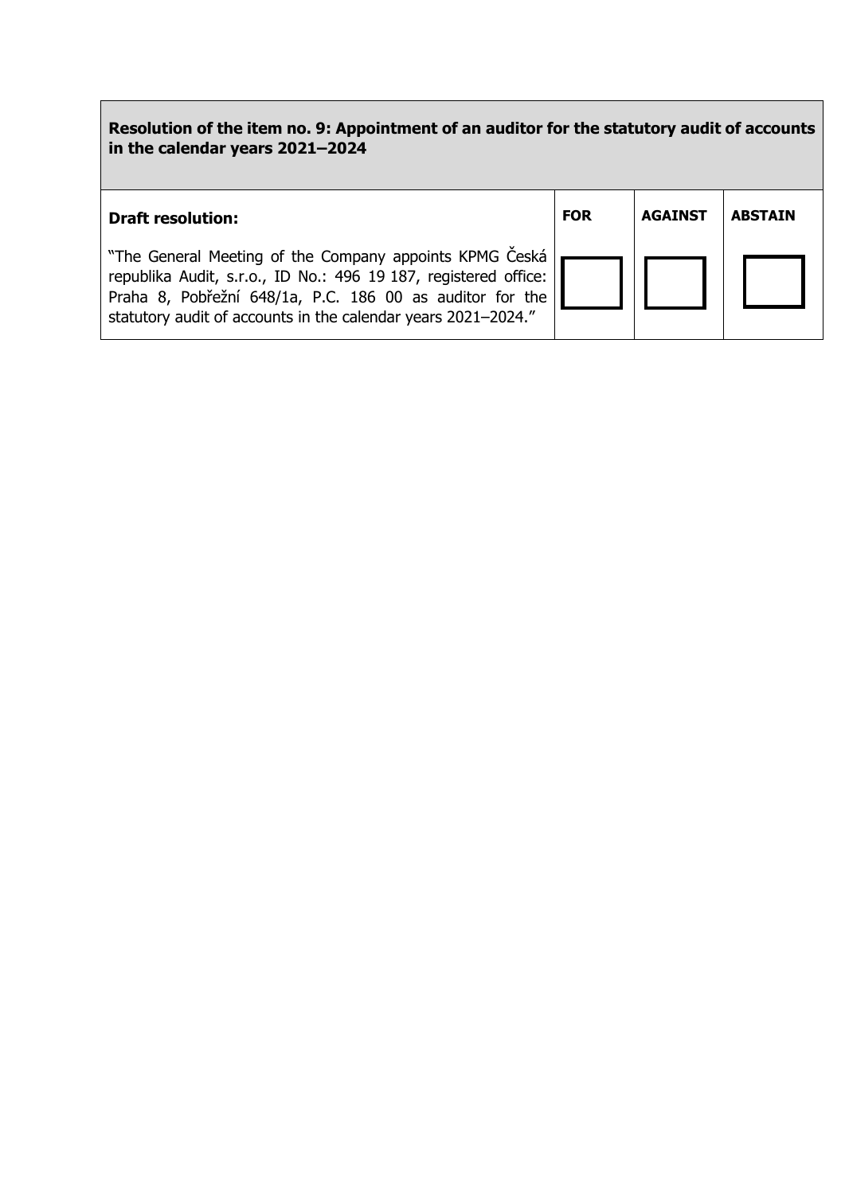| Resolution of the item no. 9: Appointment of an auditor for the statutory audit of accounts in the calendar years 2021–2024 | | | |
| --- | --- | --- | --- |
| **Draft resolution:** “The General Meeting of the Company appoints KPMG Česká republika Audit, s.r.o., ID No.: 496 19 187, registered office: Praha 8, Pobřežní 648/1a, P.C. 186 00 as auditor for the statutory audit of accounts in the calendar years 2021–2024.” | **FOR** ☐ | **AGAINST** ☐ | **ABSTAIN** ☐ |